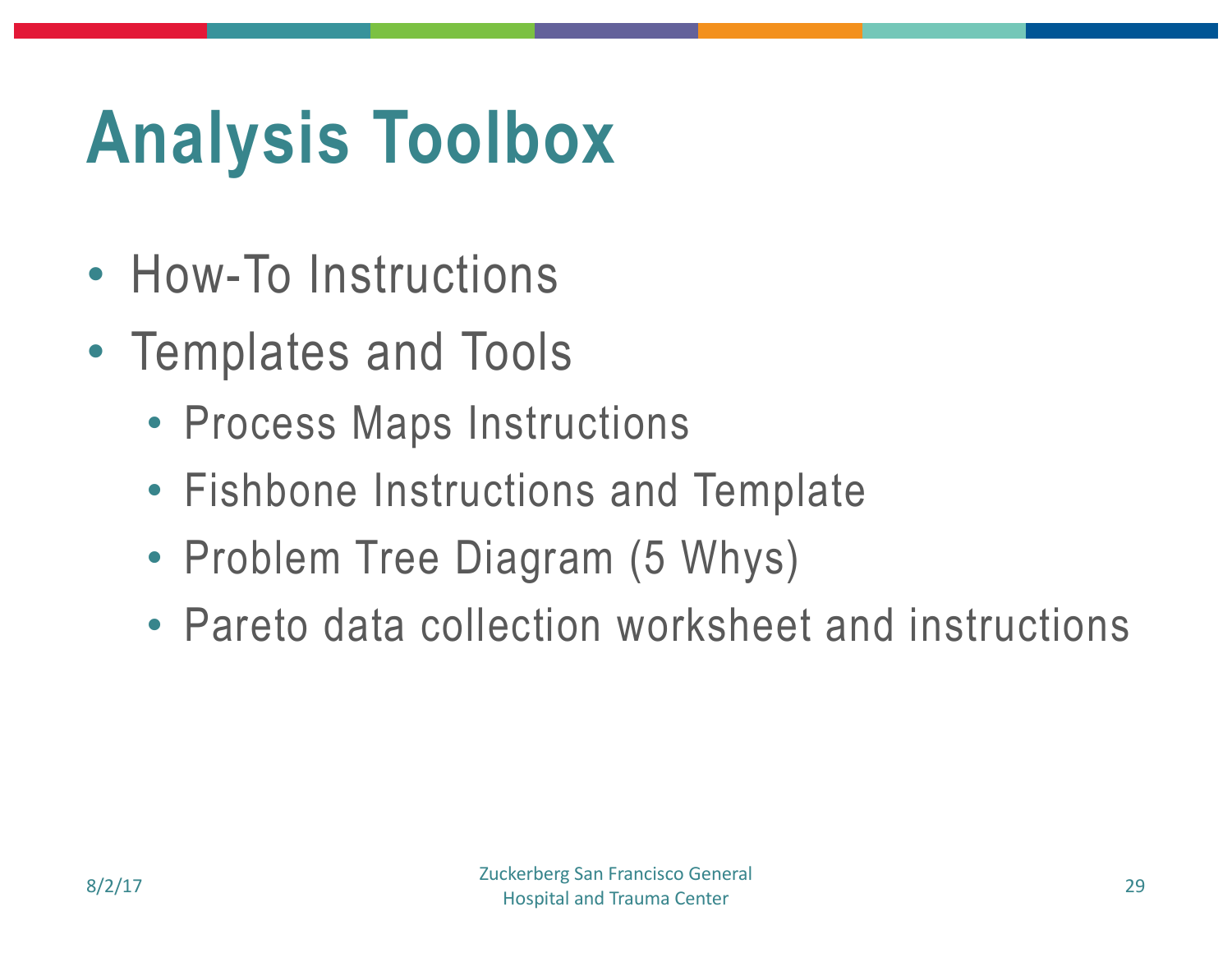# Analysis Toolbox

- How-To Instructions
- Templates and Tools
  - Process Maps Instructions
  - Fishbone Instructions and Template
  - Problem Tree Diagram (5 Whys)
  - Pareto data collection worksheet and instructions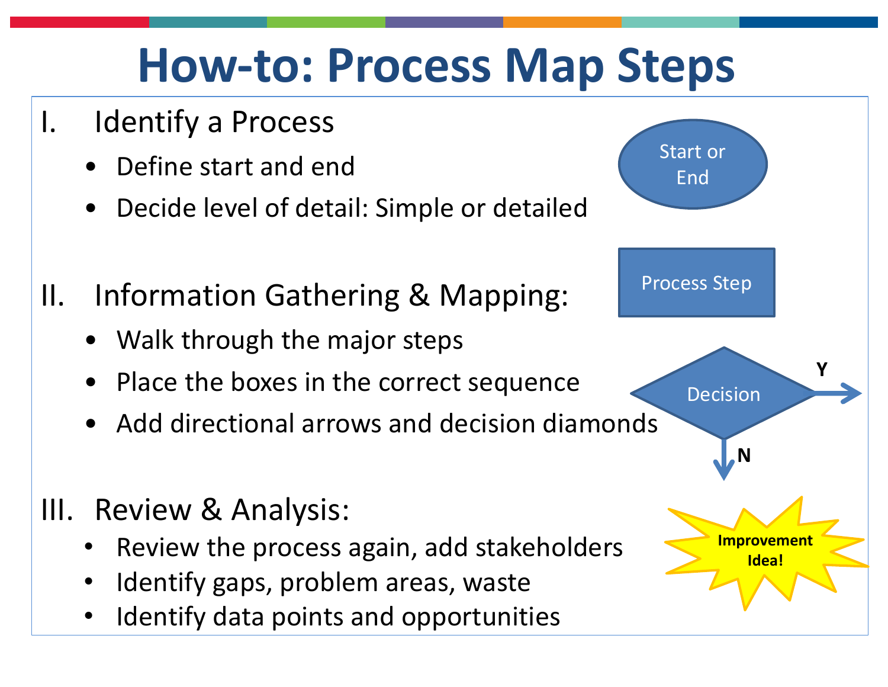# How-to: Process Map Steps

I. Identify a Process
- Define start and end
- Decide level of detail: Simple or detailed

II. Information Gathering & Mapping:
- Walk through the major steps
- Place the boxes in the correct sequence
- Add directional arrows and decision diamonds

III. Review & Analysis:
- Review the process again, add stakeholders
- Identify gaps, problem areas, waste
- Identify data points and opportunities

Start or End

Process Step

Decision

Y

N

Improvement Idea!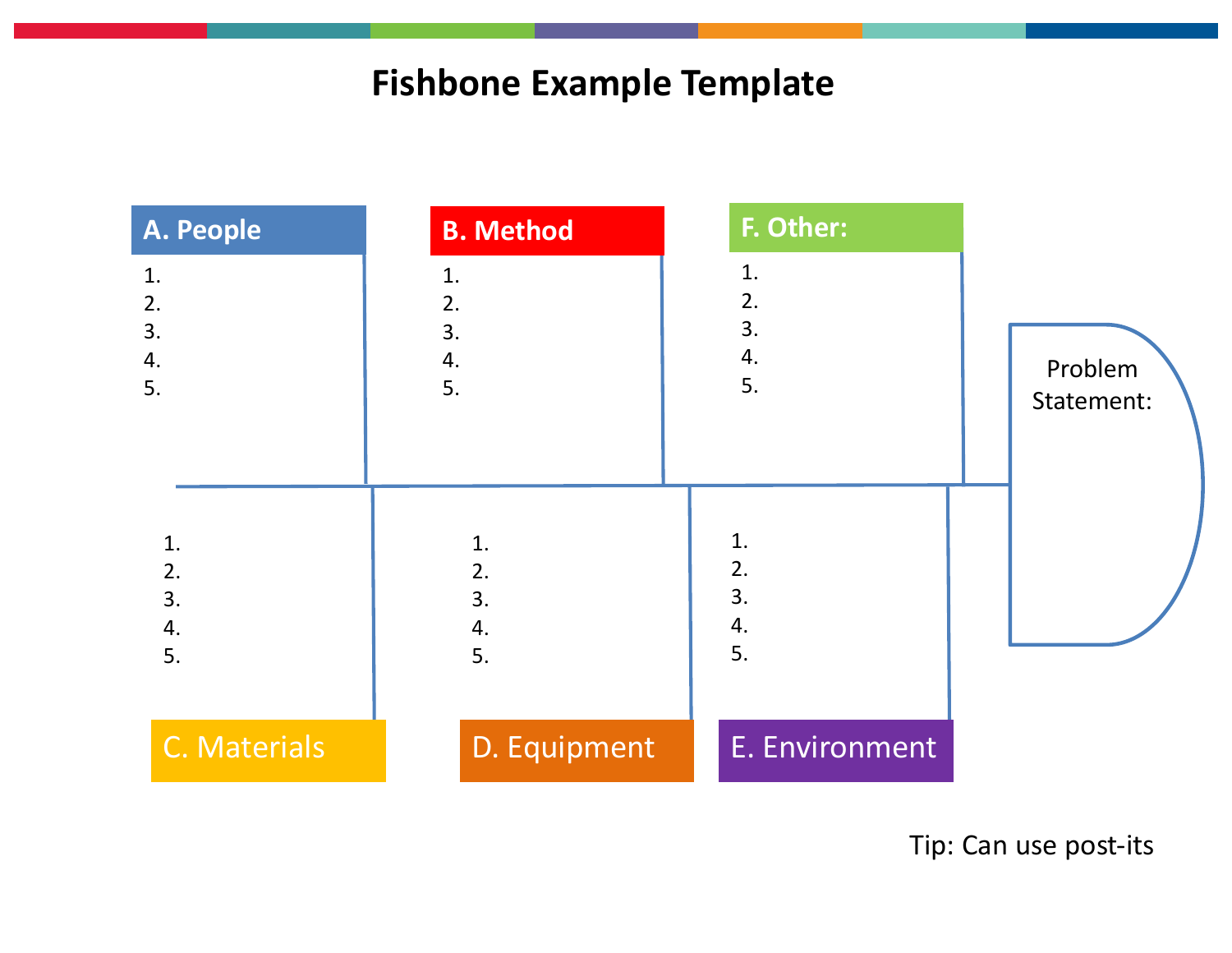# Fishbone Example Template

**A. People**

1.
2.
3.
4.
5.

**B. Method**

1.
2.
3.
4.
5.

**F. Other:**

1.
2.
3.
4.
5.

Problem Statement:

C. Materials

1.
2.
3.
4.
5.

D. Equipment

1.
2.
3.
4.
5.

E. Environment

1.
2.
3.
4.
5.

Tip: Can use post-its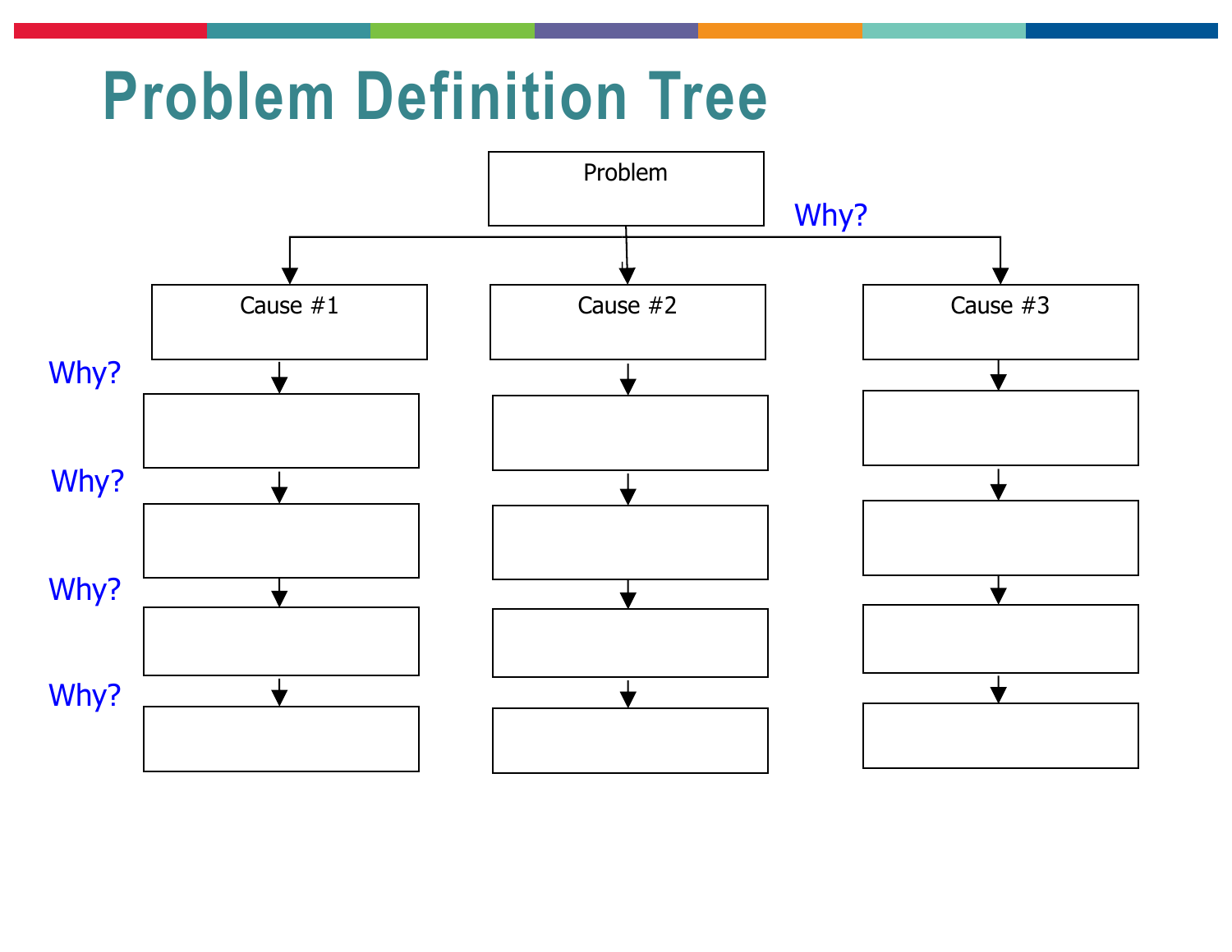# Problem Definition Tree

Problem

Why?

Cause #1

Cause #2

Cause #3

Why?

Why?

Why?

Why?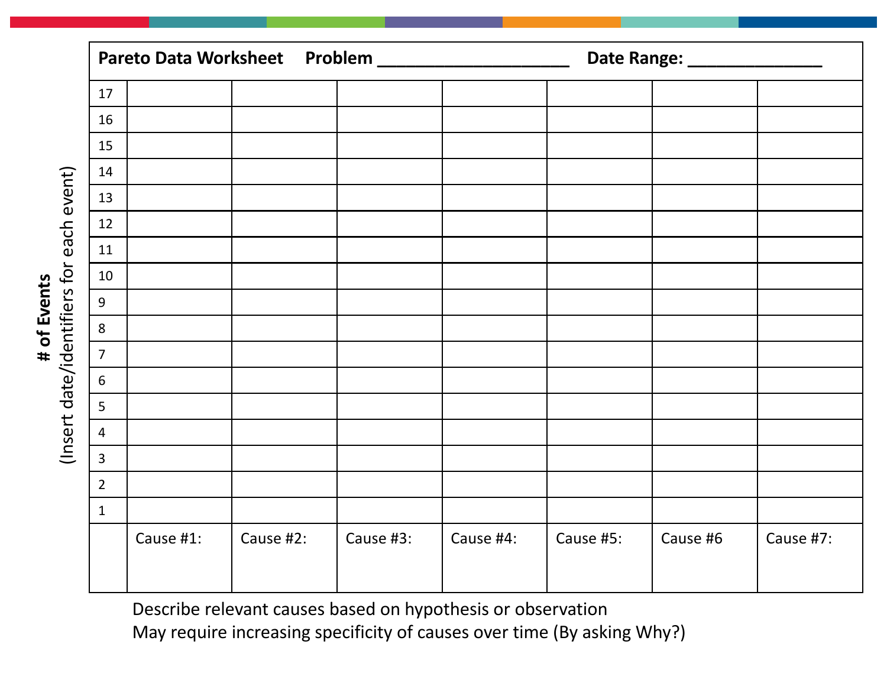**Pareto Data Worksheet** **Problem** ____________________ **Date Range:** ______________

**# of Events**
(Insert date/identifiers for each event)

| | | | | | | | |
|---|---|---|---|---|---|---|---|
| 17 | | | | | | | |
| 16 | | | | | | | |
| 15 | | | | | | | |
| 14 | | | | | | | |
| 13 | | | | | | | |
| 12 | | | | | | | |
| 11 | | | | | | | |
| 10 | | | | | | | |
| 9 | | | | | | | |
| 8 | | | | | | | |
| 7 | | | | | | | |
| 6 | | | | | | | |
| 5 | | | | | | | |
| 4 | | | | | | | |
| 3 | | | | | | | |
| 2 | | | | | | | |
| 1 | | | | | | | |
| | Cause #1: | Cause #2: | Cause #3: | Cause #4: | Cause #5: | Cause #6 | Cause #7: |

Describe relevant causes based on hypothesis or observation
May require increasing specificity of causes over time (By asking Why?)